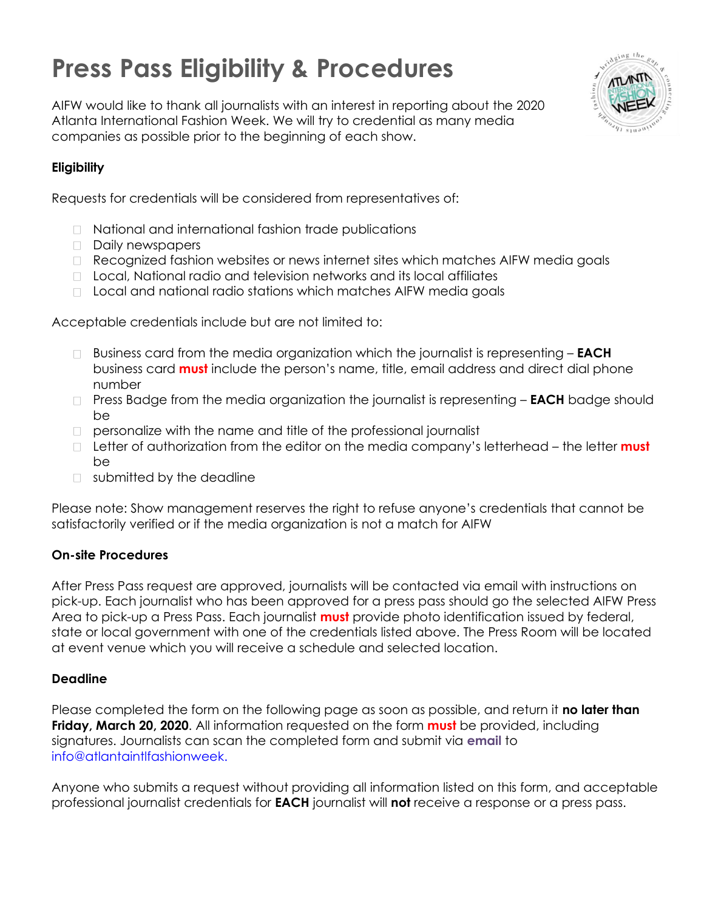# Press Pass Eligibility & Procedures

AIFW would like to thank all journalists with an interest in reporting about the 2020 Atlanta International Fashion Week. We will try to credential as many media companies as possible prior to the beginning of each show.

**Eligibility**

Requests for credentials will be considered from representatives of:

- National and international fashion trade publications
- Daily newspapers
- Recognized fashion websites or news internet sites which matches AIFW media goals
- Local, National radio and television networks and its local affiliates
- Local and national radio stations which matches AIFW media goals

Acceptable credentials include but are not limited to:

- Business card from the media organization which the journalist is representing – **EACH** business card **must** include the person's name, title, email address and direct dial phone number
- Press Badge from the media organization the journalist is representing – **EACH** badge should be
- personalize with the name and title of the professional journalist
- Letter of authorization from the editor on the media company's letterhead – the letter **must** be
- submitted by the deadline

Please note: Show management reserves the right to refuse anyone's credentials that cannot be satisfactorily verified or if the media organization is not a match for AIFW

**On-site Procedures**

After Press Pass request are approved, journalists will be contacted via email with instructions on pick-up. Each journalist who has been approved for a press pass should go the selected AIFW Press Area to pick-up a Press Pass. Each journalist **must** provide photo identification issued by federal, state or local government with one of the credentials listed above. The Press Room will be located at event venue which you will receive a schedule and selected location.

**Deadline**

Please completed the form on the following page as soon as possible, and return it **no later than Friday, March 20, 2020**. All information requested on the form **must** be provided, including signatures. Journalists can scan the completed form and submit via **email** to info@atlantaintlfashionweek.

Anyone who submits a request without providing all information listed on this form, and acceptable professional journalist credentials for **EACH** journalist will **not** receive a response or a press pass.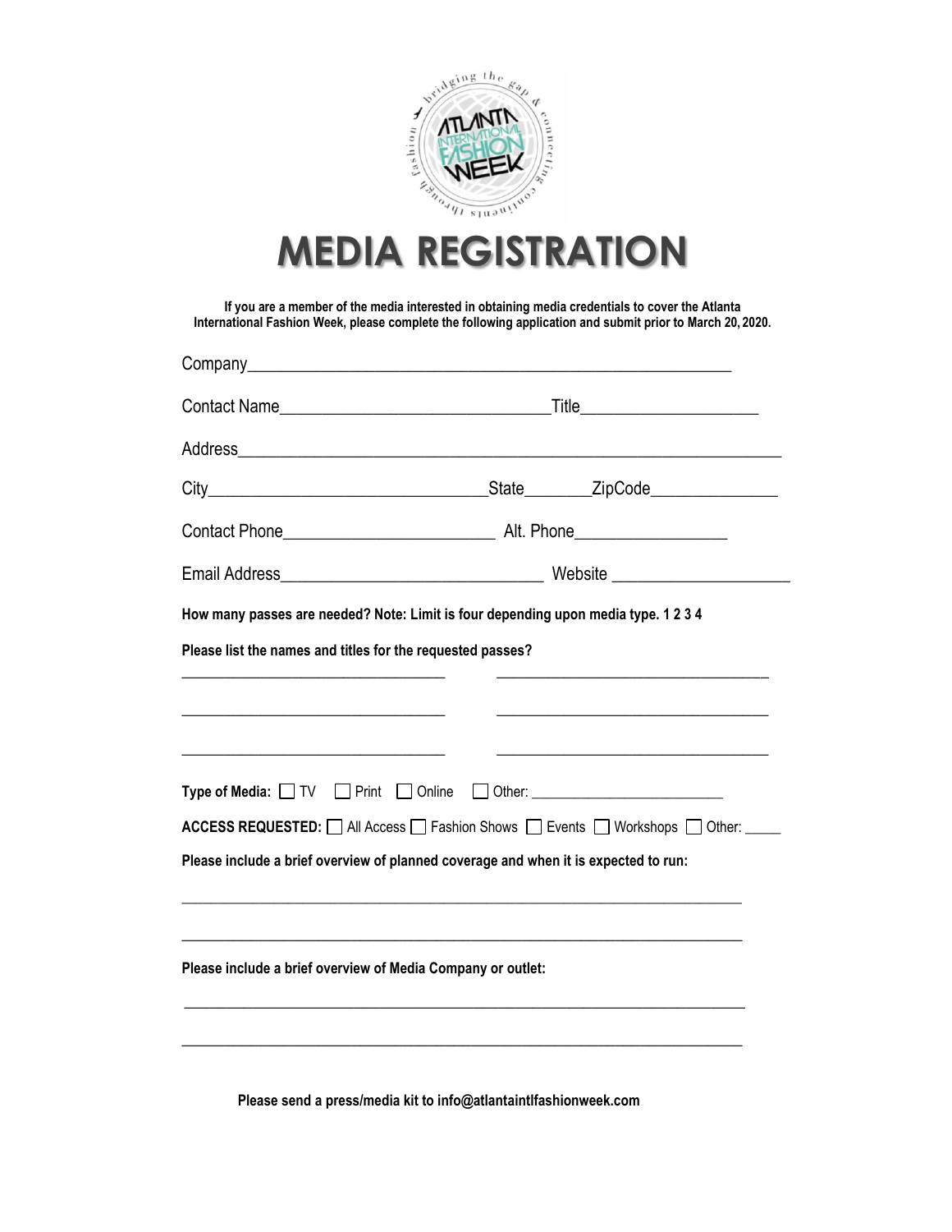# MEDIA REGISTRATION

**If you are a member of the media interested in obtaining media credentials to cover the Atlanta International Fashion Week, please complete the following application and submit prior to March 20, 2020.**

Company_______________________________________________________

Contact Name______________________________Title____________________

Address____________________________________________________________

City_______________________________State_______ZipCode______________

Contact Phone_______________________ Alt. Phone_________________

Email Address_____________________________ Website ____________________

**How many passes are needed? Note: Limit is four depending upon media type. 1 2 3 4**

**Please list the names and titles for the requested passes?**

______________________________ ______________________________

______________________________ ______________________________

______________________________ ______________________________

**Type of Media:** ☐ TV ☐ Print ☐ Online ☐ Other: ________________________

**ACCESS REQUESTED:** ☐ All Access ☐ Fashion Shows ☐ Events ☐ Workshops ☐ Other: _____

**Please include a brief overview of planned coverage and when it is expected to run:**

______________________________________________________________________

______________________________________________________________________

**Please include a brief overview of Media Company or outlet:**

______________________________________________________________________

______________________________________________________________________

**Please send a press/media kit to info@atlantaintlfashionweek.com**